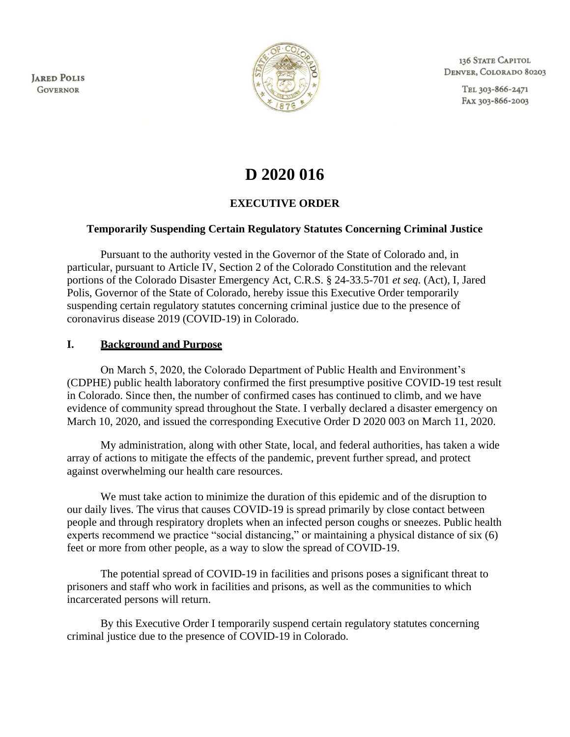JARED POLIS
GOVERNOR

136 STATE CAPITOL
DENVER, COLORADO 80203

TEL 303-866-2471
FAX 303-866-2003

# D 2020 016

## EXECUTIVE ORDER

### Temporarily Suspending Certain Regulatory Statutes Concerning Criminal Justice

Pursuant to the authority vested in the Governor of the State of Colorado and, in particular, pursuant to Article IV, Section 2 of the Colorado Constitution and the relevant portions of the Colorado Disaster Emergency Act, C.R.S. § 24-33.5-701 *et seq.* (Act), I, Jared Polis, Governor of the State of Colorado, hereby issue this Executive Order temporarily suspending certain regulatory statutes concerning criminal justice due to the presence of coronavirus disease 2019 (COVID-19) in Colorado.

## I. Background and Purpose

On March 5, 2020, the Colorado Department of Public Health and Environment's (CDPHE) public health laboratory confirmed the first presumptive positive COVID-19 test result in Colorado. Since then, the number of confirmed cases has continued to climb, and we have evidence of community spread throughout the State. I verbally declared a disaster emergency on March 10, 2020, and issued the corresponding Executive Order D 2020 003 on March 11, 2020.

My administration, along with other State, local, and federal authorities, has taken a wide array of actions to mitigate the effects of the pandemic, prevent further spread, and protect against overwhelming our health care resources.

We must take action to minimize the duration of this epidemic and of the disruption to our daily lives. The virus that causes COVID-19 is spread primarily by close contact between people and through respiratory droplets when an infected person coughs or sneezes. Public health experts recommend we practice "social distancing," or maintaining a physical distance of six (6) feet or more from other people, as a way to slow the spread of COVID-19.

The potential spread of COVID-19 in facilities and prisons poses a significant threat to prisoners and staff who work in facilities and prisons, as well as the communities to which incarcerated persons will return.

By this Executive Order I temporarily suspend certain regulatory statutes concerning criminal justice due to the presence of COVID-19 in Colorado.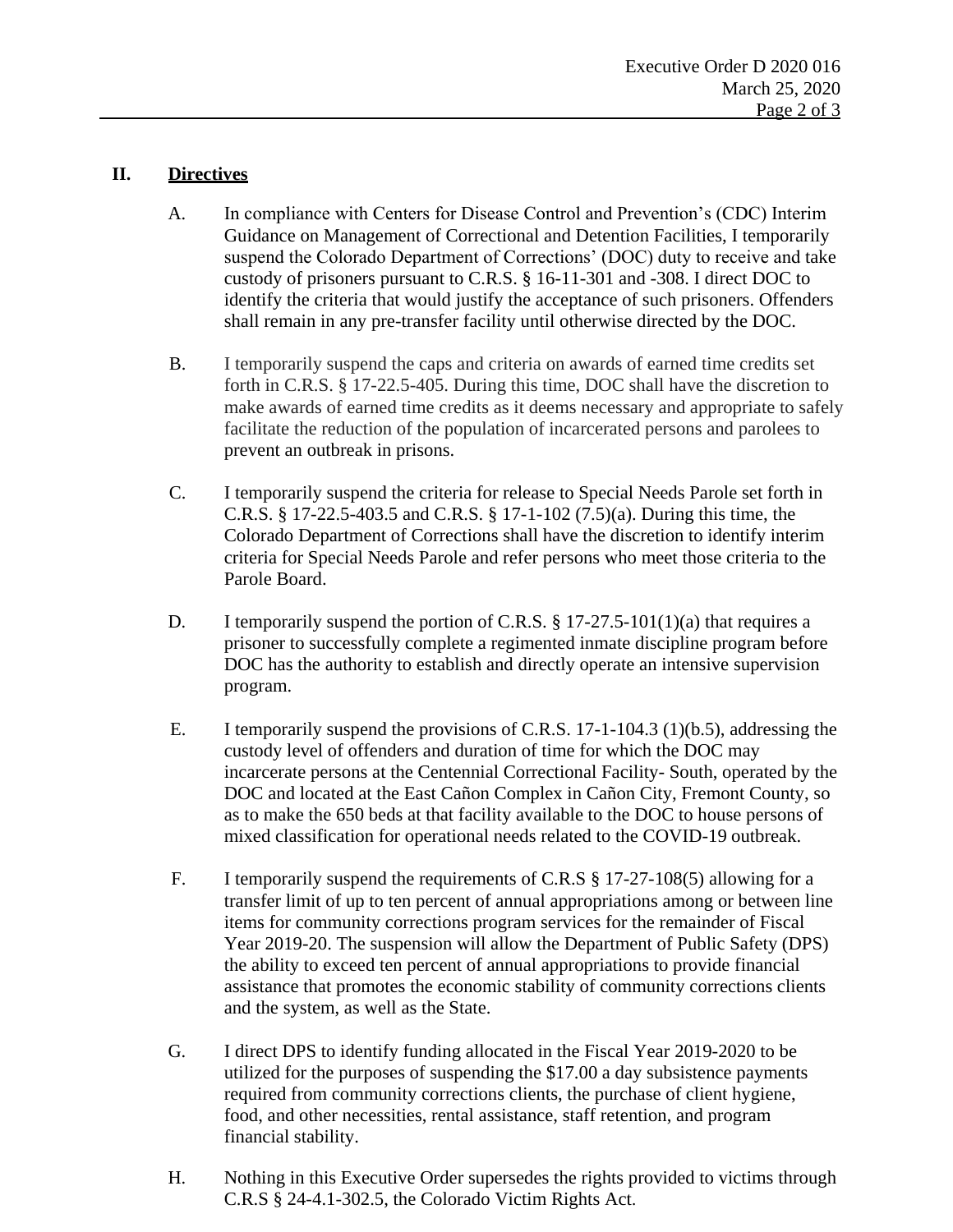## II. Directives

A. In compliance with Centers for Disease Control and Prevention's (CDC) Interim Guidance on Management of Correctional and Detention Facilities, I temporarily suspend the Colorado Department of Corrections' (DOC) duty to receive and take custody of prisoners pursuant to C.R.S. § 16-11-301 and -308. I direct DOC to identify the criteria that would justify the acceptance of such prisoners. Offenders shall remain in any pre-transfer facility until otherwise directed by the DOC.

B. I temporarily suspend the caps and criteria on awards of earned time credits set forth in C.R.S. § 17-22.5-405. During this time, DOC shall have the discretion to make awards of earned time credits as it deems necessary and appropriate to safely facilitate the reduction of the population of incarcerated persons and parolees to prevent an outbreak in prisons.

C. I temporarily suspend the criteria for release to Special Needs Parole set forth in C.R.S. § 17-22.5-403.5 and C.R.S. § 17-1-102 (7.5)(a). During this time, the Colorado Department of Corrections shall have the discretion to identify interim criteria for Special Needs Parole and refer persons who meet those criteria to the Parole Board.

D. I temporarily suspend the portion of C.R.S. § 17-27.5-101(1)(a) that requires a prisoner to successfully complete a regimented inmate discipline program before DOC has the authority to establish and directly operate an intensive supervision program.

E. I temporarily suspend the provisions of C.R.S. 17-1-104.3 (1)(b.5), addressing the custody level of offenders and duration of time for which the DOC may incarcerate persons at the Centennial Correctional Facility- South, operated by the DOC and located at the East Cañon Complex in Cañon City, Fremont County, so as to make the 650 beds at that facility available to the DOC to house persons of mixed classification for operational needs related to the COVID-19 outbreak.

F. I temporarily suspend the requirements of C.R.S § 17-27-108(5) allowing for a transfer limit of up to ten percent of annual appropriations among or between line items for community corrections program services for the remainder of Fiscal Year 2019-20. The suspension will allow the Department of Public Safety (DPS) the ability to exceed ten percent of annual appropriations to provide financial assistance that promotes the economic stability of community corrections clients and the system, as well as the State.

G. I direct DPS to identify funding allocated in the Fiscal Year 2019-2020 to be utilized for the purposes of suspending the $17.00 a day subsistence payments required from community corrections clients, the purchase of client hygiene, food, and other necessities, rental assistance, staff retention, and program financial stability.

H. Nothing in this Executive Order supersedes the rights provided to victims through C.R.S § 24-4.1-302.5, the Colorado Victim Rights Act.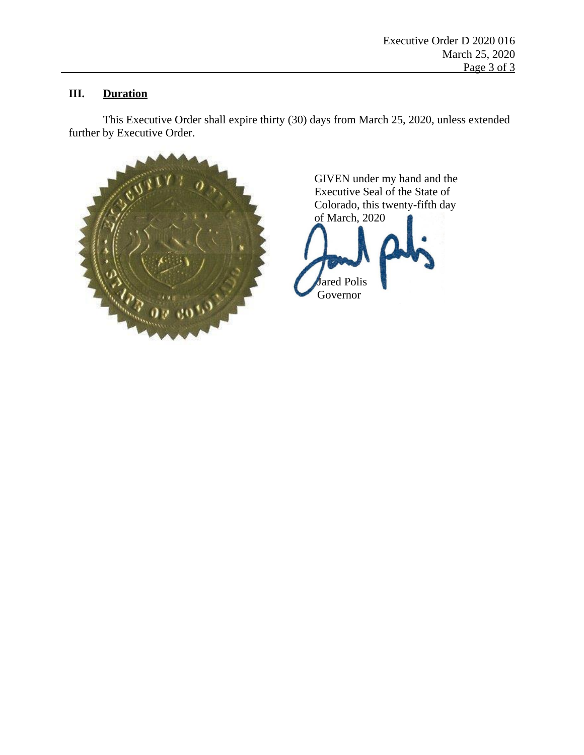## III. Duration

This Executive Order shall expire thirty (30) days from March 25, 2020, unless extended further by Executive Order.

GIVEN under my hand and the Executive Seal of the State of Colorado, this twenty-fifth day of March, 2020

Jared Polis
Governor